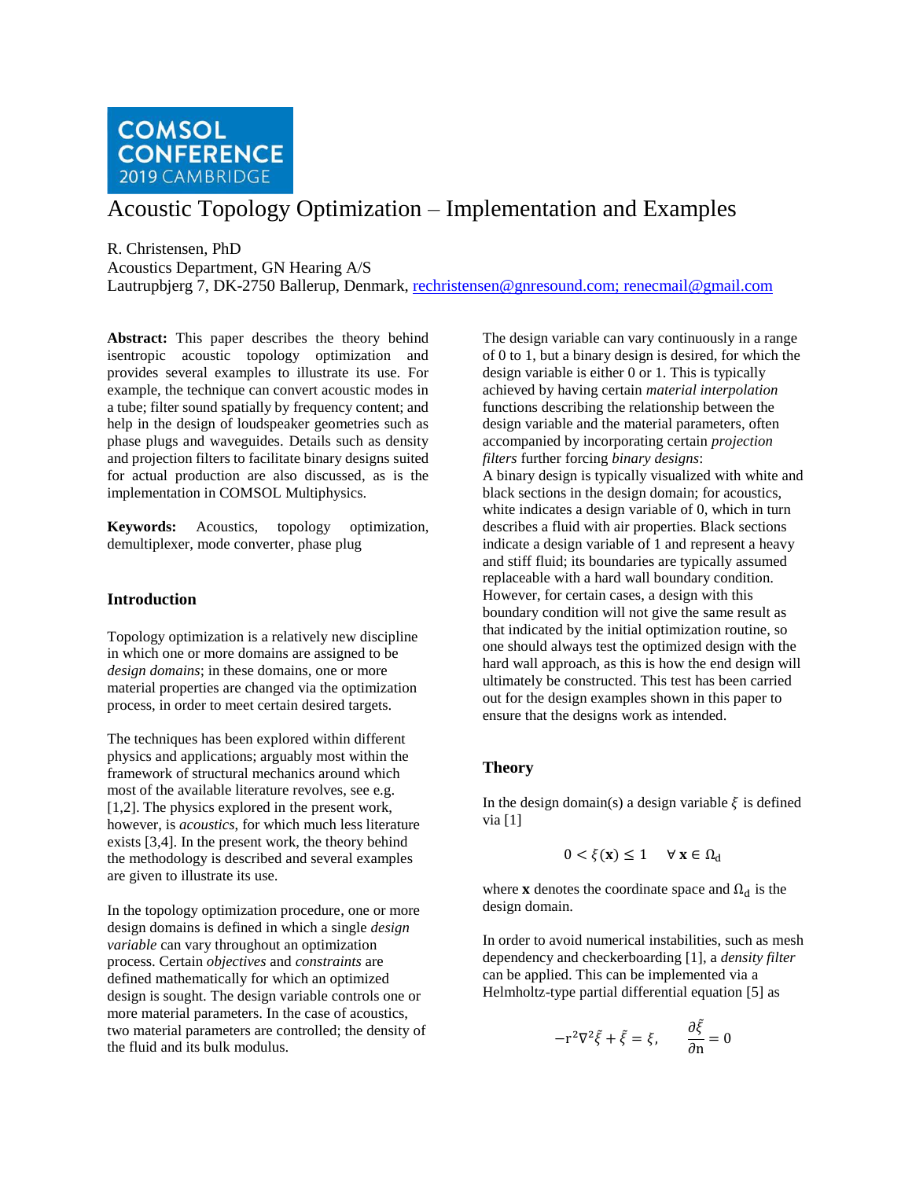COMSOL CONFERENCE 2019 CAMBRIDGE

# Acoustic Topology Optimization – Implementation and Examples

R. Christensen, PhD
Acoustics Department, GN Hearing A/S
Lautrupbjerg 7, DK-2750 Ballerup, Denmark, rechristensen@gnresound.com; renecmail@gmail.com

**Abstract:** This paper describes the theory behind isentropic acoustic topology optimization and provides several examples to illustrate its use. For example, the technique can convert acoustic modes in a tube; filter sound spatially by frequency content; and help in the design of loudspeaker geometries such as phase plugs and waveguides. Details such as density and projection filters to facilitate binary designs suited for actual production are also discussed, as is the implementation in COMSOL Multiphysics.

**Keywords:** Acoustics, topology optimization, demultiplexer, mode converter, phase plug

## Introduction

Topology optimization is a relatively new discipline in which one or more domains are assigned to be *design domains*; in these domains, one or more material properties are changed via the optimization process, in order to meet certain desired targets.

The techniques has been explored within different physics and applications; arguably most within the framework of structural mechanics around which most of the available literature revolves, see e.g. [1,2]. The physics explored in the present work, however, is *acoustics*, for which much less literature exists [3,4]. In the present work, the theory behind the methodology is described and several examples are given to illustrate its use.

In the topology optimization procedure, one or more design domains is defined in which a single *design variable* can vary throughout an optimization process. Certain *objectives* and *constraints* are defined mathematically for which an optimized design is sought. The design variable controls one or more material parameters. In the case of acoustics, two material parameters are controlled; the density of the fluid and its bulk modulus.

The design variable can vary continuously in a range of 0 to 1, but a binary design is desired, for which the design variable is either 0 or 1. This is typically achieved by having certain *material interpolation* functions describing the relationship between the design variable and the material parameters, often accompanied by incorporating certain *projection filters* further forcing *binary designs*:
A binary design is typically visualized with white and black sections in the design domain; for acoustics, white indicates a design variable of 0, which in turn describes a fluid with air properties. Black sections indicate a design variable of 1 and represent a heavy and stiff fluid; its boundaries are typically assumed replaceable with a hard wall boundary condition. However, for certain cases, a design with this boundary condition will not give the same result as that indicated by the initial optimization routine, so one should always test the optimized design with the hard wall approach, as this is how the end design will ultimately be constructed. This test has been carried out for the design examples shown in this paper to ensure that the designs work as intended.

## Theory

In the design domain(s) a design variable $\xi$ is defined via [1]

$$0 < \xi(\mathbf{x}) \leq 1 \quad \forall\, \mathbf{x} \in \Omega_\mathrm{d}$$

where $\mathbf{x}$ denotes the coordinate space and $\Omega_\mathrm{d}$ is the design domain.

In order to avoid numerical instabilities, such as mesh dependency and checkerboarding [1], a *density filter* can be applied. This can be implemented via a Helmholtz-type partial differential equation [5] as

$$-\mathrm{r}^2\nabla^2\tilde{\xi} + \tilde{\xi} = \xi, \qquad \frac{\partial\tilde{\xi}}{\partial \mathrm{n}} = 0$$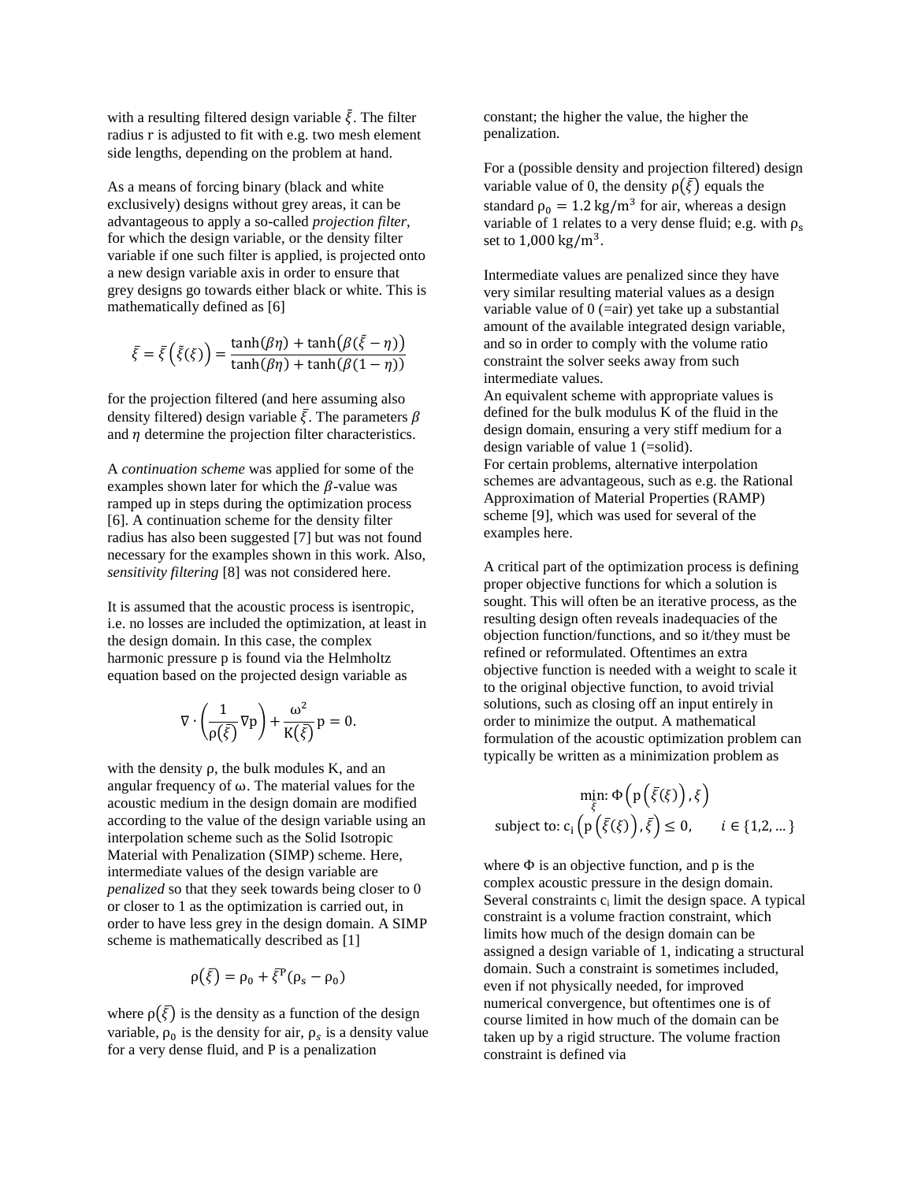with a resulting filtered design variable $\tilde{\xi}$. The filter radius r is adjusted to fit with e.g. two mesh element side lengths, depending on the problem at hand.

As a means of forcing binary (black and white exclusively) designs without grey areas, it can be advantageous to apply a so-called *projection filter*, for which the design variable, or the density filter variable if one such filter is applied, is projected onto a new design variable axis in order to ensure that grey designs go towards either black or white. This is mathematically defined as [6]

$$\bar{\xi} = \bar{\xi}\left(\tilde{\xi}(\xi)\right) = \frac{\tanh(\beta\eta) + \tanh\left(\beta(\tilde{\xi} - \eta)\right)}{\tanh(\beta\eta) + \tanh(\beta(1-\eta))}$$

for the projection filtered (and here assuming also density filtered) design variable $\bar{\xi}$. The parameters $\beta$ and $\eta$ determine the projection filter characteristics.

A *continuation scheme* was applied for some of the examples shown later for which the $\beta$-value was ramped up in steps during the optimization process [6]. A continuation scheme for the density filter radius has also been suggested [7] but was not found necessary for the examples shown in this work. Also, *sensitivity filtering* [8] was not considered here.

It is assumed that the acoustic process is isentropic, i.e. no losses are included the optimization, at least in the design domain. In this case, the complex harmonic pressure p is found via the Helmholtz equation based on the projected design variable as

$$\nabla \cdot \left(\frac{1}{\rho(\bar{\xi})}\nabla \mathrm{p}\right) + \frac{\omega^2}{\mathrm{K}(\bar{\xi})}\mathrm{p} = 0.$$

with the density $\rho$, the bulk modules K, and an angular frequency of $\omega$. The material values for the acoustic medium in the design domain are modified according to the value of the design variable using an interpolation scheme such as the Solid Isotropic Material with Penalization (SIMP) scheme. Here, intermediate values of the design variable are *penalized* so that they seek towards being closer to 0 or closer to 1 as the optimization is carried out, in order to have less grey in the design domain. A SIMP scheme is mathematically described as [1]

$$\rho(\bar{\xi}) = \rho_0 + \bar{\xi}^{\mathrm{P}}(\rho_{\mathrm{s}} - \rho_0)$$

where $\rho(\bar{\xi})$ is the density as a function of the design variable, $\rho_0$ is the density for air, $\rho_s$ is a density value for a very dense fluid, and P is a penalization constant; the higher the value, the higher the penalization.

For a (possible density and projection filtered) design variable value of 0, the density $\rho(\bar{\xi})$ equals the standard $\rho_0 = 1.2\ \mathrm{kg/m^3}$ for air, whereas a design variable of 1 relates to a very dense fluid; e.g. with $\rho_s$ set to $1{,}000\ \mathrm{kg/m^3}$.

Intermediate values are penalized since they have very similar resulting material values as a design variable value of 0 (=air) yet take up a substantial amount of the available integrated design variable, and so in order to comply with the volume ratio constraint the solver seeks away from such intermediate values.
An equivalent scheme with appropriate values is defined for the bulk modulus K of the fluid in the design domain, ensuring a very stiff medium for a design variable of value 1 (=solid).
For certain problems, alternative interpolation schemes are advantageous, such as e.g. the Rational Approximation of Material Properties (RAMP) scheme [9], which was used for several of the examples here.

A critical part of the optimization process is defining proper objective functions for which a solution is sought. This will often be an iterative process, as the resulting design often reveals inadequacies of the objection function/functions, and so it/they must be refined or reformulated. Oftentimes an extra objective function is needed with a weight to scale it to the original objective function, to avoid trivial solutions, such as closing off an input entirely in order to minimize the output. A mathematical formulation of the acoustic optimization problem can typically be written as a minimization problem as

$$\min_{\xi}: \Phi\left(\mathrm{p}\left(\bar{\xi}(\xi)\right), \xi\right)$$
$$\text{subject to: } \mathrm{c_i}\left(\mathrm{p}\left(\bar{\xi}(\xi)\right), \bar{\xi}\right) \leq 0, \qquad i \in \{1,2,\dots\}$$

where $\Phi$ is an objective function, and p is the complex acoustic pressure in the design domain. Several constraints $c_i$ limit the design space. A typical constraint is a volume fraction constraint, which limits how much of the design domain can be assigned a design variable of 1, indicating a structural domain. Such a constraint is sometimes included, even if not physically needed, for improved numerical convergence, but oftentimes one is of course limited in how much of the domain can be taken up by a rigid structure. The volume fraction constraint is defined via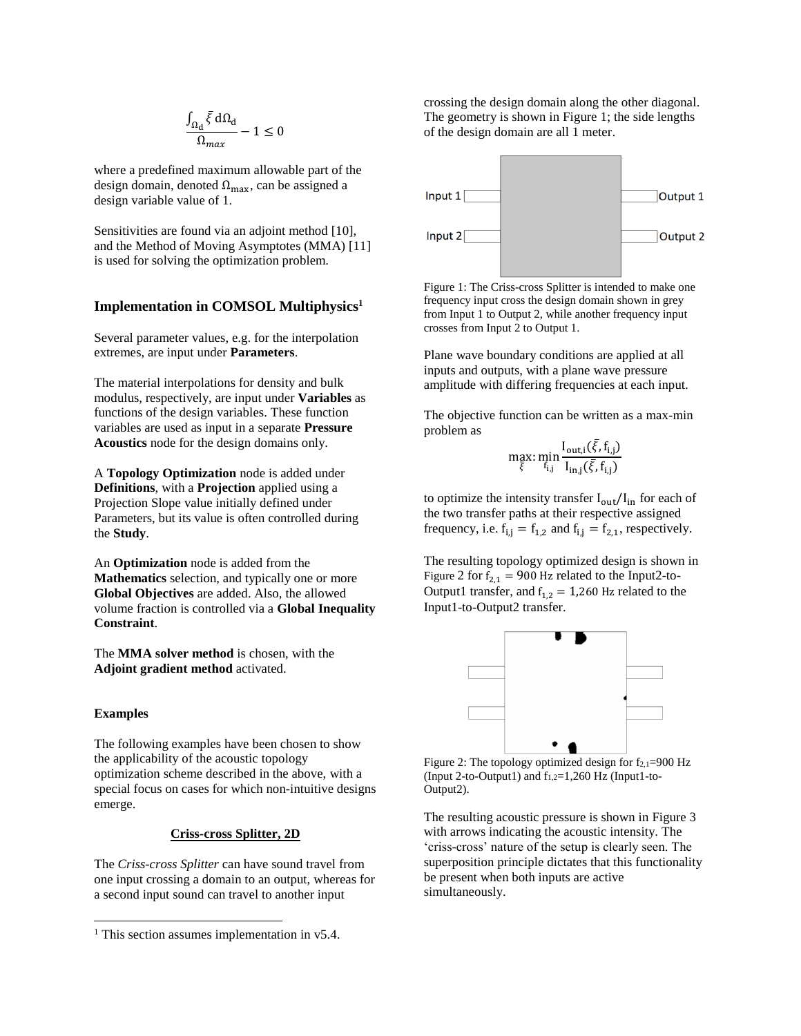$$\frac{\int_{\Omega_d} \bar{\xi} \, d\Omega_d}{\Omega_{max}} - 1 \leq 0$$

where a predefined maximum allowable part of the design domain, denoted $\Omega_{max}$, can be assigned a design variable value of 1.

Sensitivities are found via an adjoint method [10], and the Method of Moving Asymptotes (MMA) [11] is used for solving the optimization problem.

## Implementation in COMSOL Multiphysics[1]

Several parameter values, e.g. for the interpolation extremes, are input under **Parameters**.

The material interpolations for density and bulk modulus, respectively, are input under **Variables** as functions of the design variables. These function variables are used as input in a separate **Pressure Acoustics** node for the design domains only.

A **Topology Optimization** node is added under **Definitions**, with a **Projection** applied using a Projection Slope value initially defined under Parameters, but its value is often controlled during the **Study**.

An **Optimization** node is added from the **Mathematics** selection, and typically one or more **Global Objectives** are added. Also, the allowed volume fraction is controlled via a **Global Inequality Constraint**.

The **MMA solver method** is chosen, with the **Adjoint gradient method** activated.

### Examples

The following examples have been chosen to show the applicability of the acoustic topology optimization scheme described in the above, with a special focus on cases for which non-intuitive designs emerge.

#### Criss-cross Splitter, 2D

The *Criss-cross Splitter* can have sound travel from one input crossing a domain to an output, whereas for a second input sound can travel to another input crossing the design domain along the other diagonal. The geometry is shown in Figure 1; the side lengths of the design domain are all 1 meter.

Figure 1: The Criss-cross Splitter is intended to make one frequency input cross the design domain shown in grey from Input 1 to Output 2, while another frequency input crosses from Input 2 to Output 1.

Plane wave boundary conditions are applied at all inputs and outputs, with a plane wave pressure amplitude with differing frequencies at each input.

The objective function can be written as a max-min problem as

$$\max_{\bar{\xi}} : \min_{f_{i,j}} \frac{I_{out,i}(\bar{\xi}, f_{i,j})}{I_{in,j}(\bar{\xi}, f_{i,j})}$$

to optimize the intensity transfer $I_{out}/I_{in}$ for each of the two transfer paths at their respective assigned frequency, i.e. $f_{i,j} = f_{1,2}$ and $f_{i,j} = f_{2,1}$, respectively.

The resulting topology optimized design is shown in Figure 2 for $f_{2,1} = 900$ Hz related to the Input2-to-Output1 transfer, and $f_{1,2} = 1{,}260$ Hz related to the Input1-to-Output2 transfer.

Figure 2: The topology optimized design for $f_{2,1}$=900 Hz (Input 2-to-Output1) and $f_{1,2}$=1,260 Hz (Input1-to-Output2).

The resulting acoustic pressure is shown in Figure 3 with arrows indicating the acoustic intensity. The 'criss-cross' nature of the setup is clearly seen. The superposition principle dictates that this functionality be present when both inputs are active simultaneously.

[1] This section assumes implementation in v5.4.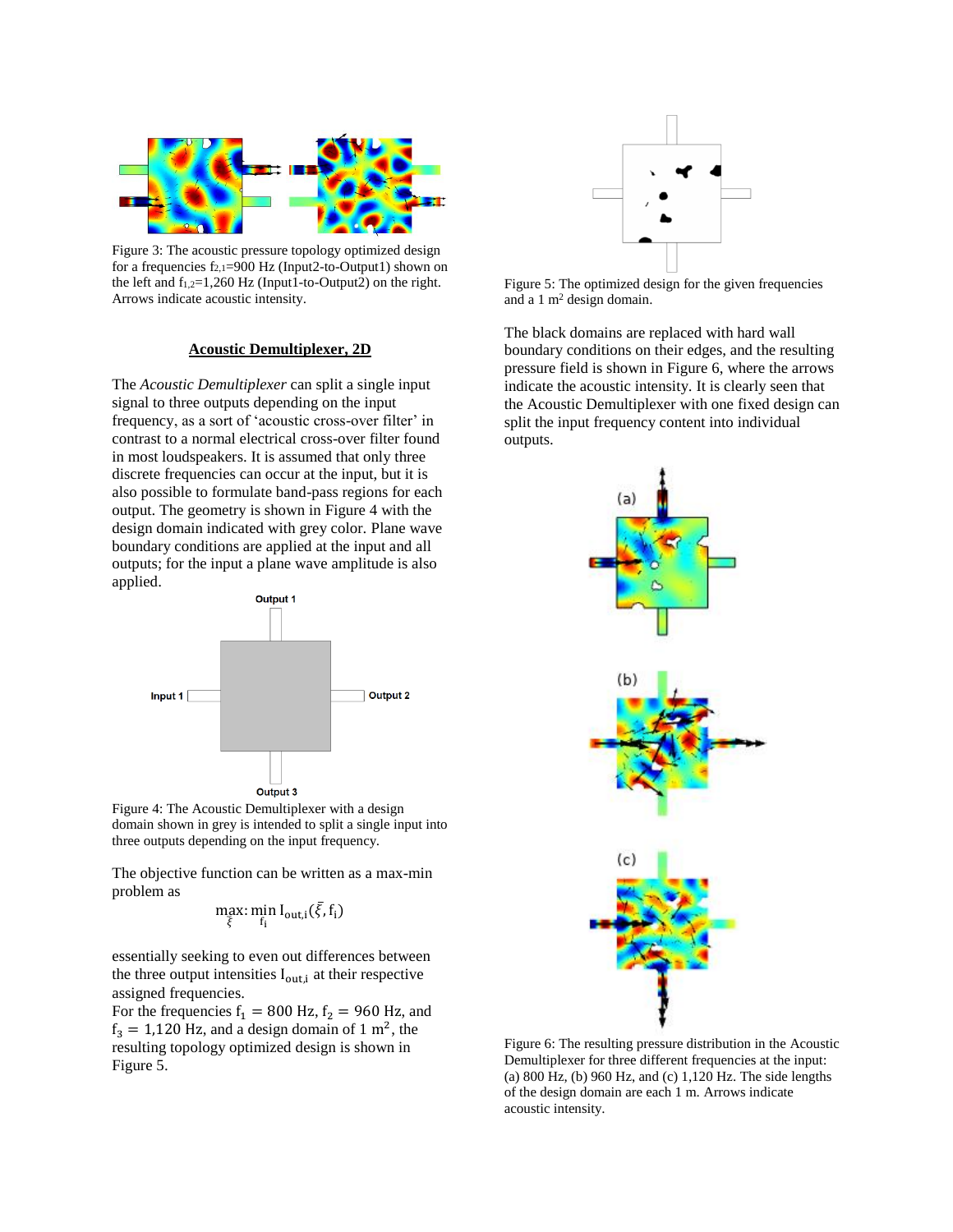Figure 3: The acoustic pressure topology optimized design for a frequencies $f_{2,1}$=900 Hz (Input2-to-Output1) shown on the left and $f_{1,2}$=1,260 Hz (Input1-to-Output2) on the right. Arrows indicate acoustic intensity.

## Acoustic Demultiplexer, 2D

The *Acoustic Demultiplexer* can split a single input signal to three outputs depending on the input frequency, as a sort of 'acoustic cross-over filter' in contrast to a normal electrical cross-over filter found in most loudspeakers. It is assumed that only three discrete frequencies can occur at the input, but it is also possible to formulate band-pass regions for each output. The geometry is shown in Figure 4 with the design domain indicated with grey color. Plane wave boundary conditions are applied at the input and all outputs; for the input a plane wave amplitude is also applied.

Figure 4: The Acoustic Demultiplexer with a design domain shown in grey is intended to split a single input into three outputs depending on the input frequency.

The objective function can be written as a max-min problem as

$$\max_{\bar{\xi}} : \min_{f_i} I_{out,i}(\bar{\xi}, f_i)$$

essentially seeking to even out differences between the three output intensities $I_{out,i}$ at their respective assigned frequencies.
For the frequencies $f_1 = 800$ Hz, $f_2 = 960$ Hz, and $f_3 = 1{,}120$ Hz, and a design domain of 1 $m^2$, the resulting topology optimized design is shown in Figure 5.

Figure 5: The optimized design for the given frequencies and a 1 $m^2$ design domain.

The black domains are replaced with hard wall boundary conditions on their edges, and the resulting pressure field is shown in Figure 6, where the arrows indicate the acoustic intensity. It is clearly seen that the Acoustic Demultiplexer with one fixed design can split the input frequency content into individual outputs.

Figure 6: The resulting pressure distribution in the Acoustic Demultiplexer for three different frequencies at the input: (a) 800 Hz, (b) 960 Hz, and (c) 1,120 Hz. The side lengths of the design domain are each 1 m. Arrows indicate acoustic intensity.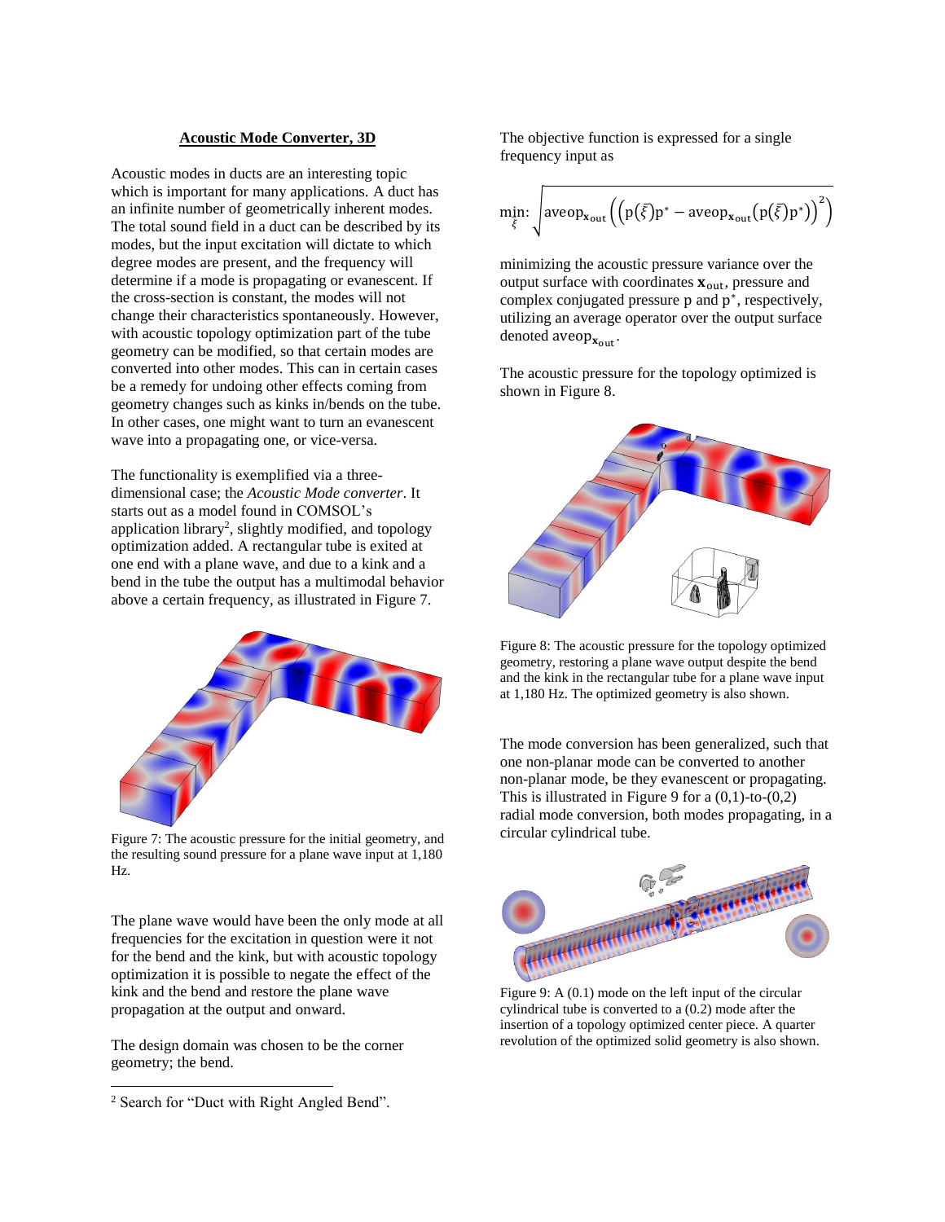## Acoustic Mode Converter, 3D

Acoustic modes in ducts are an interesting topic which is important for many applications. A duct has an infinite number of geometrically inherent modes. The total sound field in a duct can be described by its modes, but the input excitation will dictate to which degree modes are present, and the frequency will determine if a mode is propagating or evanescent. If the cross-section is constant, the modes will not change their characteristics spontaneously. However, with acoustic topology optimization part of the tube geometry can be modified, so that certain modes are converted into other modes. This can in certain cases be a remedy for undoing other effects coming from geometry changes such as kinks in/bends on the tube. In other cases, one might want to turn an evanescent wave into a propagating one, or vice-versa.

The functionality is exemplified via a three-dimensional case; the *Acoustic Mode converter*. It starts out as a model found in COMSOL's application library[2], slightly modified, and topology optimization added. A rectangular tube is exited at one end with a plane wave, and due to a kink and a bend in the tube the output has a multimodal behavior above a certain frequency, as illustrated in Figure 7.

Figure 7: The acoustic pressure for the initial geometry, and the resulting sound pressure for a plane wave input at 1,180 Hz.

The plane wave would have been the only mode at all frequencies for the excitation in question were it not for the bend and the kink, but with acoustic topology optimization it is possible to negate the effect of the kink and the bend and restore the plane wave propagation at the output and onward.

The design domain was chosen to be the corner geometry; the bend.

The objective function is expressed for a single frequency input as

$$\min_{\bar{\xi}}: \sqrt{\text{aveop}_{\mathbf{x}_{\text{out}}}\left(\left(\mathrm{p}(\bar{\xi})\mathrm{p}^{*} - \text{aveop}_{\mathbf{x}_{\text{out}}}\left(\mathrm{p}(\bar{\xi})\mathrm{p}^{*}\right)\right)^{2}\right)}$$

minimizing the acoustic pressure variance over the output surface with coordinates $\mathbf{x}_{\text{out}}$, pressure and complex conjugated pressure $\mathrm{p}$ and $\mathrm{p}^{*}$, respectively, utilizing an average operator over the output surface denoted $\text{aveop}_{\mathbf{x}_{\text{out}}}$.

The acoustic pressure for the topology optimized is shown in Figure 8.

Figure 8: The acoustic pressure for the topology optimized geometry, restoring a plane wave output despite the bend and the kink in the rectangular tube for a plane wave input at 1,180 Hz. The optimized geometry is also shown.

The mode conversion has been generalized, such that one non-planar mode can be converted to another non-planar mode, be they evanescent or propagating. This is illustrated in Figure 9 for a (0,1)-to-(0,2) radial mode conversion, both modes propagating, in a circular cylindrical tube.

Figure 9: A (0.1) mode on the left input of the circular cylindrical tube is converted to a (0.2) mode after the insertion of a topology optimized center piece. A quarter revolution of the optimized solid geometry is also shown.

---

[2] Search for "Duct with Right Angled Bend".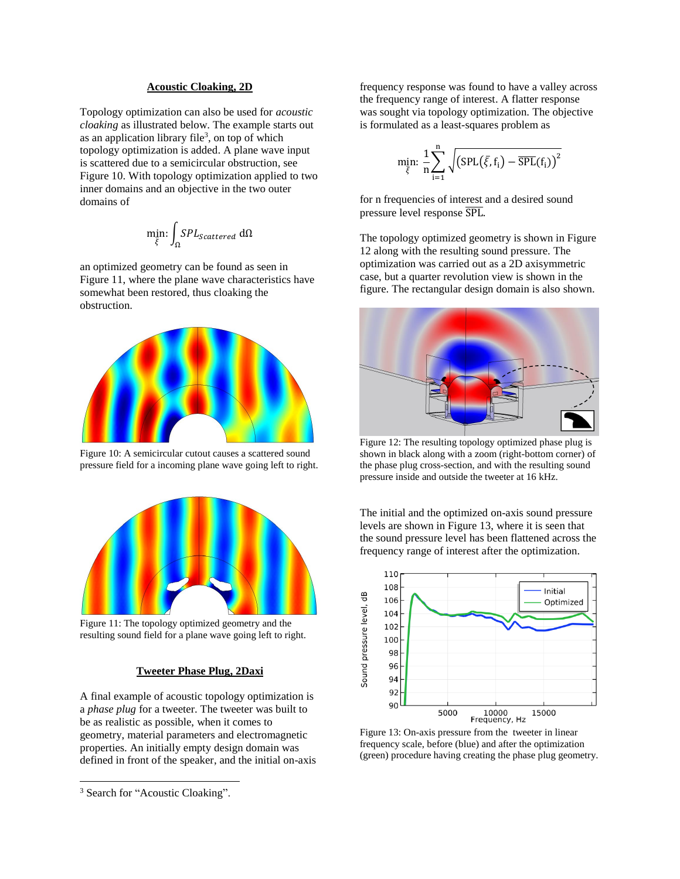## Acoustic Cloaking, 2D

Topology optimization can also be used for *acoustic cloaking* as illustrated below. The example starts out as an application library file[3], on top of which topology optimization is added. A plane wave input is scattered due to a semicircular obstruction, see Figure 10. With topology optimization applied to two inner domains and an objective in the two outer domains of

$$\min_{\xi}: \int_{\Omega} SPL_{Scattered}\, \mathrm{d}\Omega$$

an optimized geometry can be found as seen in Figure 11, where the plane wave characteristics have somewhat been restored, thus cloaking the obstruction.

Figure 10: A semicircular cutout causes a scattered sound pressure field for a incoming plane wave going left to right.

Figure 11: The topology optimized geometry and the resulting sound field for a plane wave going left to right.

## Tweeter Phase Plug, 2Daxi

A final example of acoustic topology optimization is a *phase plug* for a tweeter. The tweeter was built to be as realistic as possible, when it comes to geometry, material parameters and electromagnetic properties. An initially empty design domain was defined in front of the speaker, and the initial on-axis frequency response was found to have a valley across the frequency range of interest. A flatter response was sought via topology optimization. The objective is formulated as a least-squares problem as

$$\min_{\xi}: \frac{1}{n}\sum_{i=1}^{n}\sqrt{\left(\mathrm{SPL}(\bar{\xi}, \mathrm{f_i}) - \overline{\mathrm{SPL}}(\mathrm{f_i})\right)^2}$$

for n frequencies of interest and a desired sound pressure level response $\overline{\mathrm{SPL}}$.

The topology optimized geometry is shown in Figure 12 along with the resulting sound pressure. The optimization was carried out as a 2D axisymmetric case, but a quarter revolution view is shown in the figure. The rectangular design domain is also shown.

Figure 12: The resulting topology optimized phase plug is shown in black along with a zoom (right-bottom corner) of the phase plug cross-section, and with the resulting sound pressure inside and outside the tweeter at 16 kHz.

The initial and the optimized on-axis sound pressure levels are shown in Figure 13, where it is seen that the sound pressure level has been flattened across the frequency range of interest after the optimization.

Figure 13: On-axis pressure from the tweeter in linear frequency scale, before (blue) and after the optimization (green) procedure having creating the phase plug geometry.

[3] Search for "Acoustic Cloaking".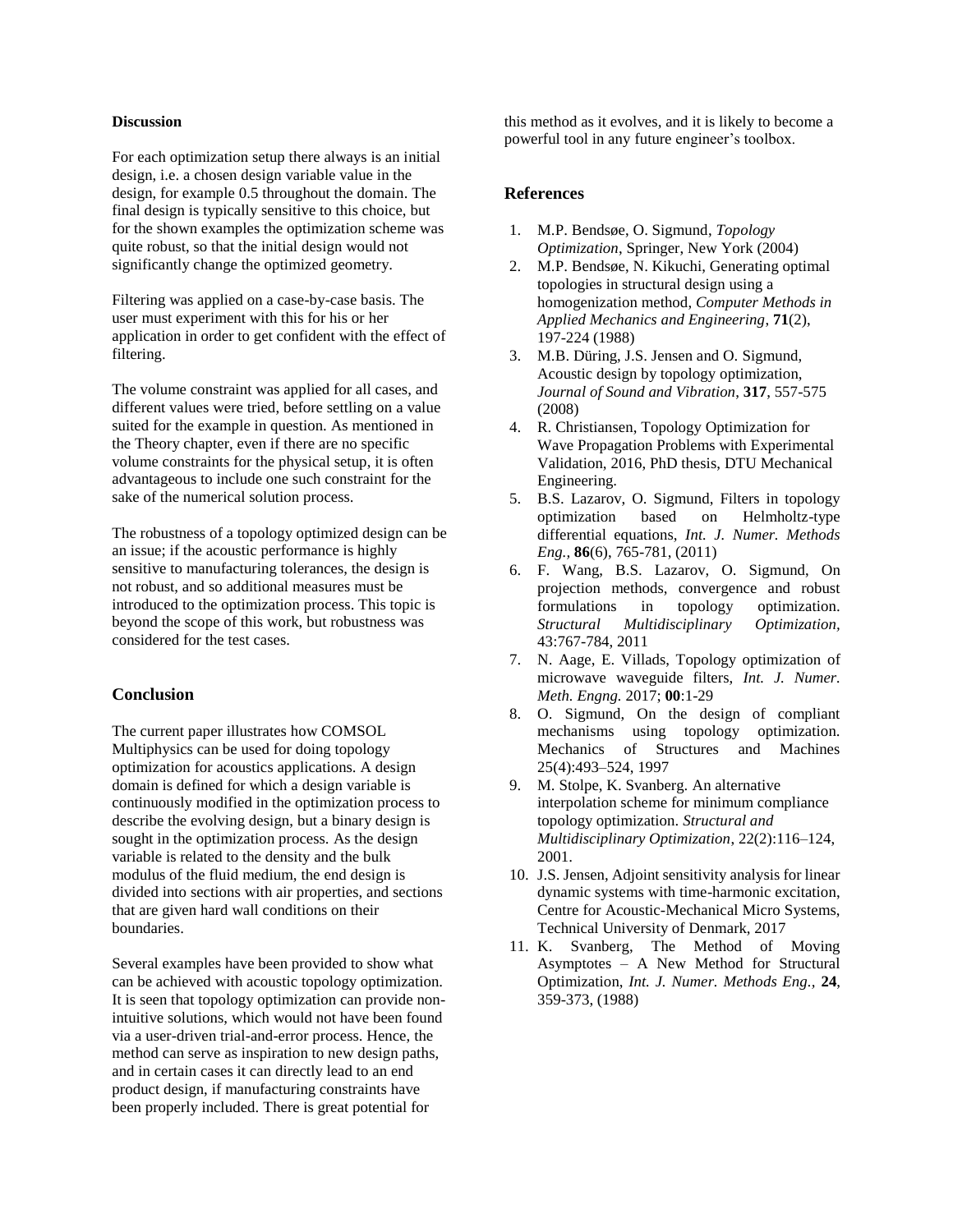### Discussion

For each optimization setup there always is an initial design, i.e. a chosen design variable value in the design, for example 0.5 throughout the domain. The final design is typically sensitive to this choice, but for the shown examples the optimization scheme was quite robust, so that the initial design would not significantly change the optimized geometry.

Filtering was applied on a case-by-case basis. The user must experiment with this for his or her application in order to get confident with the effect of filtering.

The volume constraint was applied for all cases, and different values were tried, before settling on a value suited for the example in question. As mentioned in the Theory chapter, even if there are no specific volume constraints for the physical setup, it is often advantageous to include one such constraint for the sake of the numerical solution process.

The robustness of a topology optimized design can be an issue; if the acoustic performance is highly sensitive to manufacturing tolerances, the design is not robust, and so additional measures must be introduced to the optimization process. This topic is beyond the scope of this work, but robustness was considered for the test cases.

## Conclusion

The current paper illustrates how COMSOL Multiphysics can be used for doing topology optimization for acoustics applications. A design domain is defined for which a design variable is continuously modified in the optimization process to describe the evolving design, but a binary design is sought in the optimization process. As the design variable is related to the density and the bulk modulus of the fluid medium, the end design is divided into sections with air properties, and sections that are given hard wall conditions on their boundaries.

Several examples have been provided to show what can be achieved with acoustic topology optimization. It is seen that topology optimization can provide non-intuitive solutions, which would not have been found via a user-driven trial-and-error process. Hence, the method can serve as inspiration to new design paths, and in certain cases it can directly lead to an end product design, if manufacturing constraints have been properly included. There is great potential for this method as it evolves, and it is likely to become a powerful tool in any future engineer's toolbox.

## References

1. M.P. Bendsøe, O. Sigmund, *Topology Optimization*, Springer, New York (2004)
2. M.P. Bendsøe, N. Kikuchi, Generating optimal topologies in structural design using a homogenization method, *Computer Methods in Applied Mechanics and Engineering*, **71**(2), 197-224 (1988)
3. M.B. Düring, J.S. Jensen and O. Sigmund, Acoustic design by topology optimization, *Journal of Sound and Vibration*, **317**, 557-575 (2008)
4. R. Christiansen, Topology Optimization for Wave Propagation Problems with Experimental Validation, 2016, PhD thesis, DTU Mechanical Engineering.
5. B.S. Lazarov, O. Sigmund, Filters in topology optimization based on Helmholtz-type differential equations, *Int. J. Numer. Methods Eng.*, **86**(6), 765-781, (2011)
6. F. Wang, B.S. Lazarov, O. Sigmund, On projection methods, convergence and robust formulations in topology optimization. *Structural Multidisciplinary Optimization*, 43:767-784, 2011
7. N. Aage, E. Villads, Topology optimization of microwave waveguide filters, *Int. J. Numer. Meth. Engng.* 2017; **00**:1-29
8. O. Sigmund, On the design of compliant mechanisms using topology optimization. Mechanics of Structures and Machines 25(4):493–524, 1997
9. M. Stolpe, K. Svanberg. An alternative interpolation scheme for minimum compliance topology optimization. *Structural and Multidisciplinary Optimization*, 22(2):116–124, 2001.
10. J.S. Jensen, Adjoint sensitivity analysis for linear dynamic systems with time-harmonic excitation, Centre for Acoustic-Mechanical Micro Systems, Technical University of Denmark, 2017
11. K. Svanberg, The Method of Moving Asymptotes – A New Method for Structural Optimization, *Int. J. Numer. Methods Eng.*, **24**, 359-373, (1988)